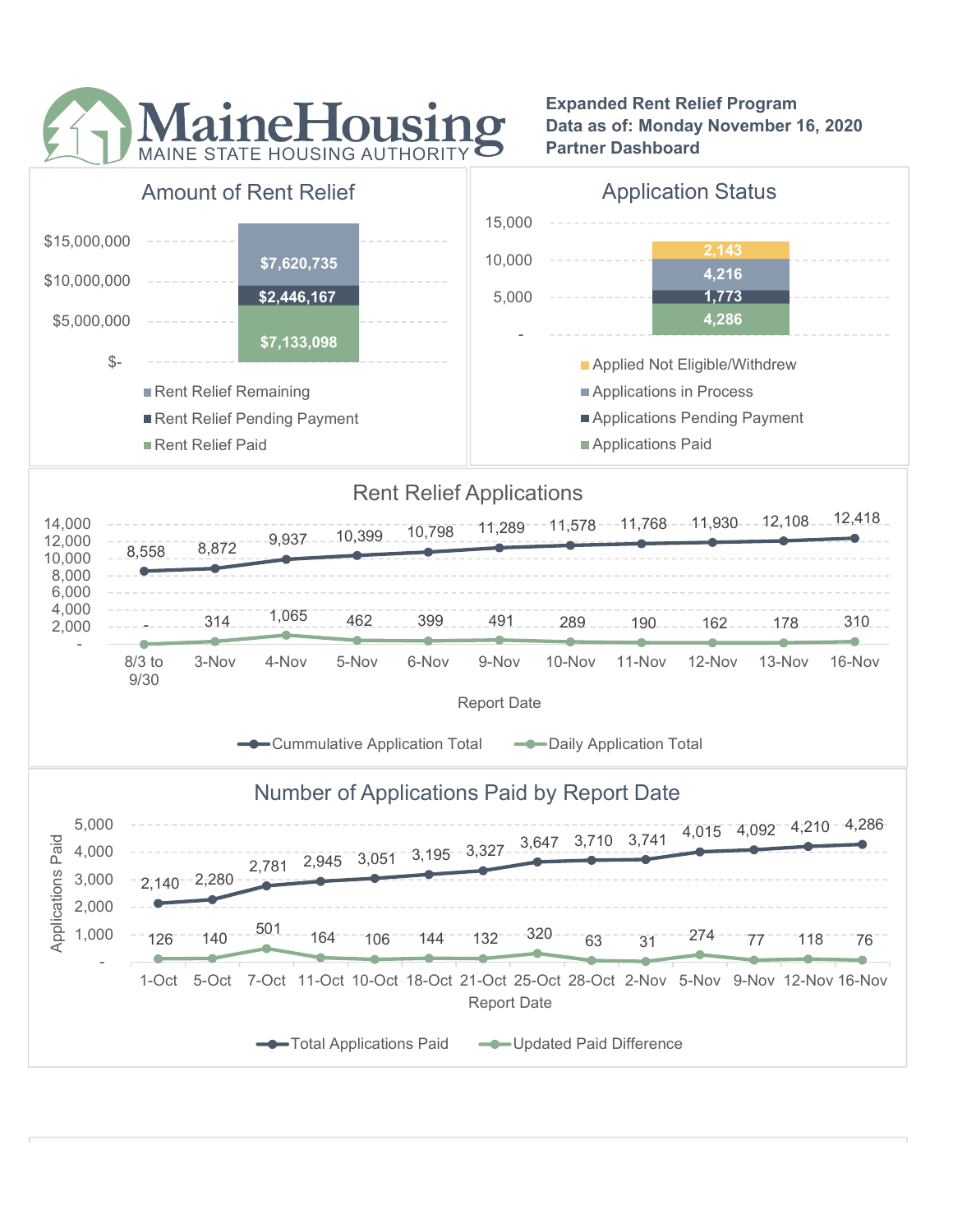# MaineHousing
MAINE STATE HOUSING AUTHORITY

**Expanded Rent Relief Program**
**Data as of: Monday November 16, 2020**
**Partner Dashboard**

## Amount of Rent Relief

| Category | Amount |
| --- | --- |
| Rent Relief Remaining | $7,620,735 |
| Rent Relief Pending Payment | $2,446,167 |
| Rent Relief Paid | $7,133,098 |

## Application Status

| Category | Count |
| --- | --- |
| Applied Not Eligible/Withdrew | 2,143 |
| Applications in Process | 4,216 |
| Applications Pending Payment | 1,773 |
| Applications Paid | 4,286 |

## Rent Relief Applications

| Report Date | Cummulative Application Total | Daily Application Total |
| --- | --- | --- |
| 8/3 to 9/30 | 8,558 | - |
| 3-Nov | 8,872 | 314 |
| 4-Nov | 9,937 | 1,065 |
| 5-Nov | 10,399 | 462 |
| 6-Nov | 10,798 | 399 |
| 9-Nov | 11,289 | 491 |
| 10-Nov | 11,578 | 289 |
| 11-Nov | 11,768 | 190 |
| 12-Nov | 11,930 | 162 |
| 13-Nov | 12,108 | 178 |
| 16-Nov | 12,418 | 310 |

## Number of Applications Paid by Report Date

| Report Date | Total Applications Paid | Updated Paid Difference |
| --- | --- | --- |
| 1-Oct | 2,140 | 126 |
| 5-Oct | 2,280 | 140 |
| 7-Oct | 2,781 | 501 |
| 11-Oct | 2,945 | 164 |
| 10-Oct | 3,051 | 106 |
| 18-Oct | 3,195 | 144 |
| 21-Oct | 3,327 | 132 |
| 25-Oct | 3,647 | 320 |
| 28-Oct | 3,710 | 63 |
| 2-Nov | 3,741 | 31 |
| 5-Nov | 4,015 | 274 |
| 9-Nov | 4,092 | 77 |
| 12-Nov | 4,210 | 118 |
| 16-Nov | 4,286 | 76 |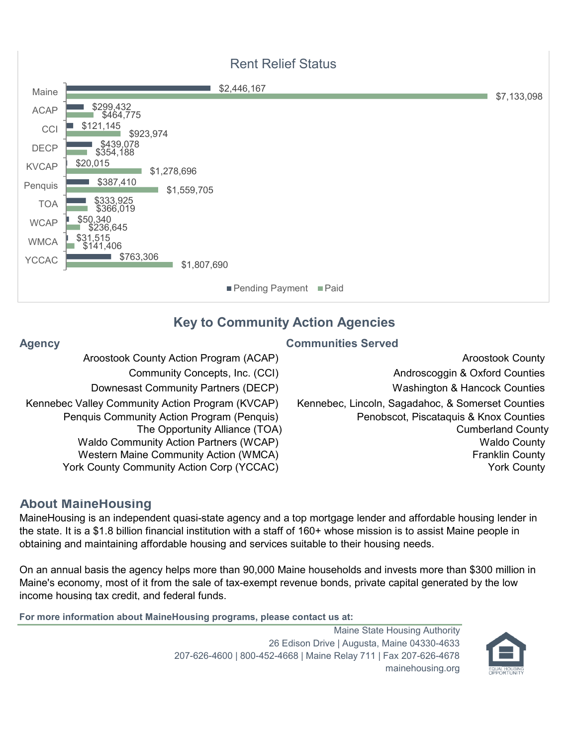Rent Relief Status

Maine
$2,446,167
$7,133,098

ACAP
$299,432
$464,775

CCI
$121,145
$923,974

DECP
$439,078
$354,188

KVCAP
$20,015
$1,278,696

Penquis
$387,410
$1,559,705

TOA
$333,925
$366,019

WCAP
$50,340
$236,645

WMCA
$31,515
$141,406

YCCAC
$763,306
$1,807,690

Pending Payment
Paid

## Key to Community Action Agencies

| Agency | Communities Served |
| --- | --- |
| Aroostook County Action Program (ACAP) | Aroostook County |
| Community Concepts, Inc. (CCI) | Androscoggin & Oxford Counties |
| Downeast Community Partners (DECP) | Washington & Hancock Counties |
| Kennebec Valley Community Action Program (KVCAP) | Kennebec, Lincoln, Sagadahoc, & Somerset Counties |
| Penquis Community Action Program (Penquis) | Penobscot, Piscataquis & Knox Counties |
| The Opportunity Alliance (TOA) | Cumberland County |
| Waldo Community Action Partners (WCAP) | Waldo County |
| Western Maine Community Action (WMCA) | Franklin County |
| York County Community Action Corp (YCCAC) | York County |

## About MaineHousing

MaineHousing is an independent quasi-state agency and a top mortgage lender and affordable housing lender in the state. It is a $1.8 billion financial institution with a staff of 160+ whose mission is to assist Maine people in obtaining and maintaining affordable housing and services suitable to their housing needs.

On an annual basis the agency helps more than 90,000 Maine households and invests more than $300 million in Maine's economy, most of it from the sale of tax-exempt revenue bonds, private capital generated by the low income housing tax credit, and federal funds.

**For more information about MaineHousing programs, please contact us at:**

Maine State Housing Authority
26 Edison Drive | Augusta, Maine 04330-4633
207-626-4600 | 800-452-4668 | Maine Relay 711 | Fax 207-626-4678
mainehousing.org

EQUAL HOUSING OPPORTUNITY